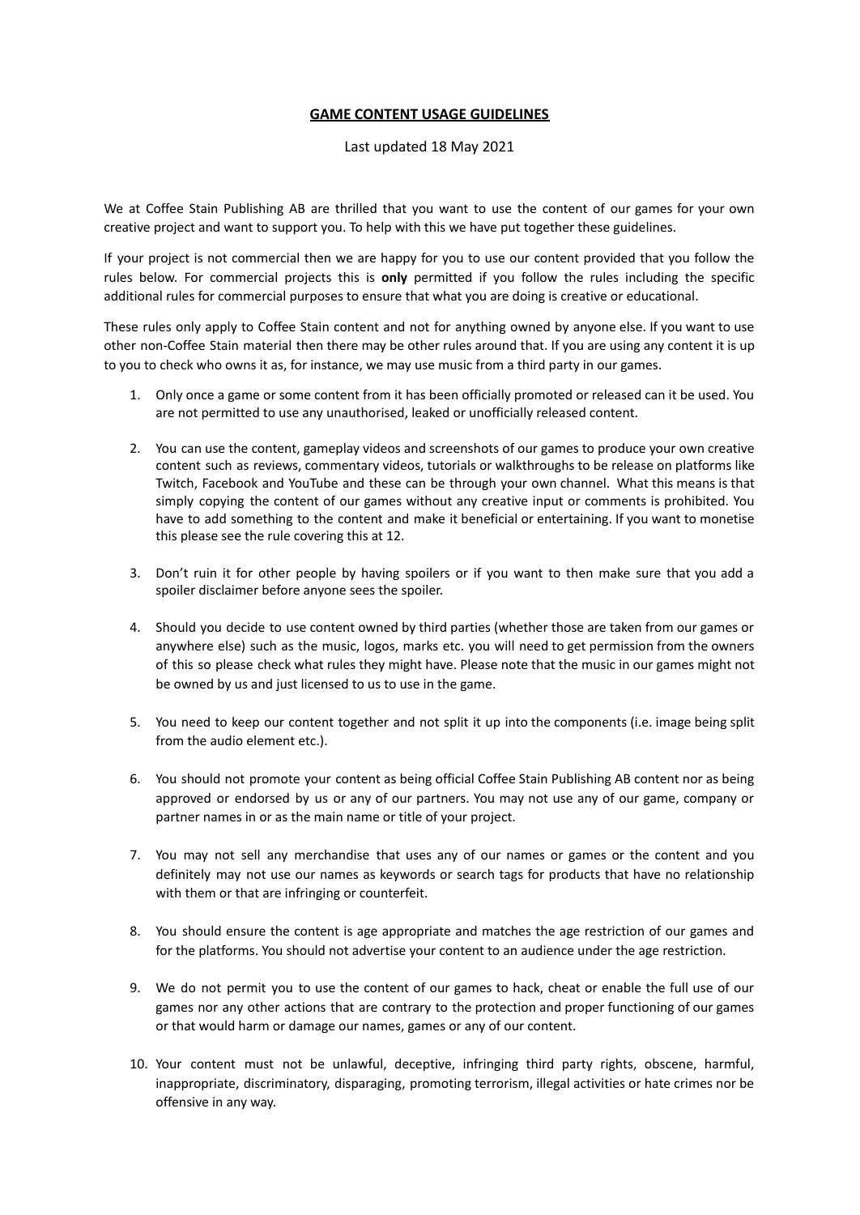# **GAME CONTENT USAGE GUIDELINES**

Last updated 18 May 2021

We at Coffee Stain Publishing AB are thrilled that you want to use the content of our games for your own creative project and want to support you. To help with this we have put together these guidelines.

If your project is not commercial then we are happy for you to use our content provided that you follow the rules below. For commercial projects this is **only** permitted if you follow the rules including the specific additional rules for commercial purposes to ensure that what you are doing is creative or educational.

These rules only apply to Coffee Stain content and not for anything owned by anyone else. If you want to use other non-Coffee Stain material then there may be other rules around that. If you are using any content it is up to you to check who owns it as, for instance, we may use music from a third party in our games.

1. Only once a game or some content from it has been officially promoted or released can it be used. You are not permitted to use any unauthorised, leaked or unofficially released content.

2. You can use the content, gameplay videos and screenshots of our games to produce your own creative content such as reviews, commentary videos, tutorials or walkthroughs to be release on platforms like Twitch, Facebook and YouTube and these can be through your own channel. What this means is that simply copying the content of our games without any creative input or comments is prohibited. You have to add something to the content and make it beneficial or entertaining. If you want to monetise this please see the rule covering this at 12.

3. Don't ruin it for other people by having spoilers or if you want to then make sure that you add a spoiler disclaimer before anyone sees the spoiler.

4. Should you decide to use content owned by third parties (whether those are taken from our games or anywhere else) such as the music, logos, marks etc. you will need to get permission from the owners of this so please check what rules they might have. Please note that the music in our games might not be owned by us and just licensed to us to use in the game.

5. You need to keep our content together and not split it up into the components (i.e. image being split from the audio element etc.).

6. You should not promote your content as being official Coffee Stain Publishing AB content nor as being approved or endorsed by us or any of our partners. You may not use any of our game, company or partner names in or as the main name or title of your project.

7. You may not sell any merchandise that uses any of our names or games or the content and you definitely may not use our names as keywords or search tags for products that have no relationship with them or that are infringing or counterfeit.

8. You should ensure the content is age appropriate and matches the age restriction of our games and for the platforms. You should not advertise your content to an audience under the age restriction.

9. We do not permit you to use the content of our games to hack, cheat or enable the full use of our games nor any other actions that are contrary to the protection and proper functioning of our games or that would harm or damage our names, games or any of our content.

10. Your content must not be unlawful, deceptive, infringing third party rights, obscene, harmful, inappropriate, discriminatory, disparaging, promoting terrorism, illegal activities or hate crimes nor be offensive in any way.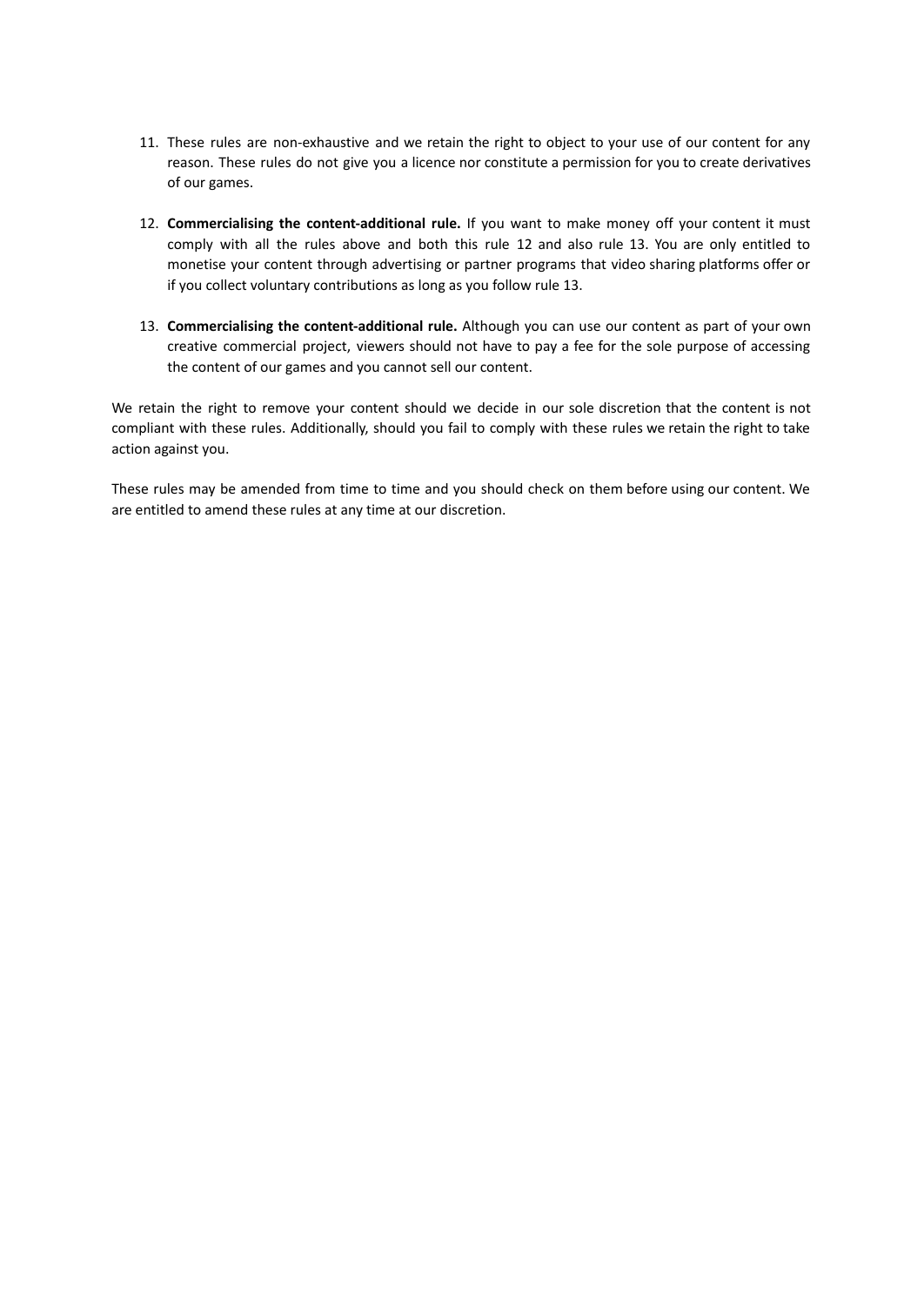11. These rules are non-exhaustive and we retain the right to object to your use of our content for any reason. These rules do not give you a licence nor constitute a permission for you to create derivatives of our games.

12. **Commercialising the content-additional rule.** If you want to make money off your content it must comply with all the rules above and both this rule 12 and also rule 13. You are only entitled to monetise your content through advertising or partner programs that video sharing platforms offer or if you collect voluntary contributions as long as you follow rule 13.

13. **Commercialising the content-additional rule.** Although you can use our content as part of your own creative commercial project, viewers should not have to pay a fee for the sole purpose of accessing the content of our games and you cannot sell our content.

We retain the right to remove your content should we decide in our sole discretion that the content is not compliant with these rules. Additionally, should you fail to comply with these rules we retain the right to take action against you.

These rules may be amended from time to time and you should check on them before using our content. We are entitled to amend these rules at any time at our discretion.